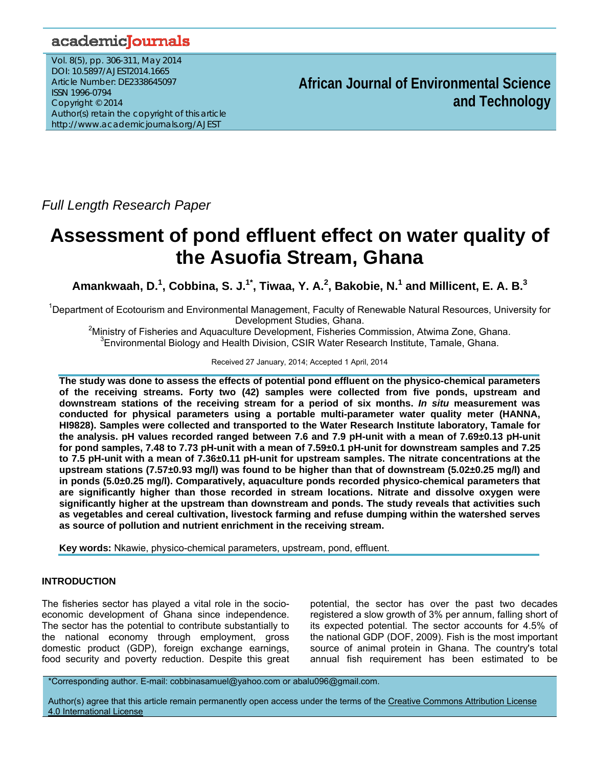Full Length Research Paper

# Assessment of pond effluent effect on water quality of the Asuofia Stream, Ghana

**Amankwaah, D.[1], Cobbina, S. J.[1*], Tiwaa, Y. A.[2], Bakobie, N.[1] and Millicent, E. A. B.[3]**

[1]Department of Ecotourism and Environmental Management, Faculty of Renewable Natural Resources, University for Development Studies, Ghana.

[2]Ministry of Fisheries and Aquaculture Development, Fisheries Commission, Atwima Zone, Ghana.

[3]Environmental Biology and Health Division, CSIR Water Research Institute, Tamale, Ghana.

Received 27 January, 2014; Accepted 1 April, 2014

**The study was done to assess the effects of potential pond effluent on the physico-chemical parameters of the receiving streams. Forty two (42) samples were collected from five ponds, upstream and downstream stations of the receiving stream for a period of six months. *In situ* measurement was conducted for physical parameters using a portable multi-parameter water quality meter (HANNA, HI9828). Samples were collected and transported to the Water Research Institute laboratory, Tamale for the analysis. pH values recorded ranged between 7.6 and 7.9 pH-unit with a mean of 7.69±0.13 pH-unit for pond samples, 7.48 to 7.73 pH-unit with a mean of 7.59±0.1 pH-unit for downstream samples and 7.25 to 7.5 pH-unit with a mean of 7.36±0.11 pH-unit for upstream samples. The nitrate concentrations at the upstream stations (7.57±0.93 mg/l) was found to be higher than that of downstream (5.02±0.25 mg/l) and in ponds (5.0±0.25 mg/l). Comparatively, aquaculture ponds recorded physico-chemical parameters that are significantly higher than those recorded in stream locations. Nitrate and dissolve oxygen were significantly higher at the upstream than downstream and ponds. The study reveals that activities such as vegetables and cereal cultivation, livestock farming and refuse dumping within the watershed serves as source of pollution and nutrient enrichment in the receiving stream.**

**Key words:** Nkawie, physico-chemical parameters, upstream, pond, effluent.

## INTRODUCTION

The fisheries sector has played a vital role in the socio-economic development of Ghana since independence. The sector has the potential to contribute substantially to the national economy through employment, gross domestic product (GDP), foreign exchange earnings, food security and poverty reduction. Despite this great potential, the sector has over the past two decades registered a slow growth of 3% per annum, falling short of its expected potential. The sector accounts for 4.5% of the national GDP (DOF, 2009). Fish is the most important source of animal protein in Ghana. The country's total annual fish requirement has been estimated to be

\*Corresponding author. E-mail: cobbinasamuel@yahoo.com or abalu096@gmail.com.

Author(s) agree that this article remain permanently open access under the terms of the Creative Commons Attribution License 4.0 International License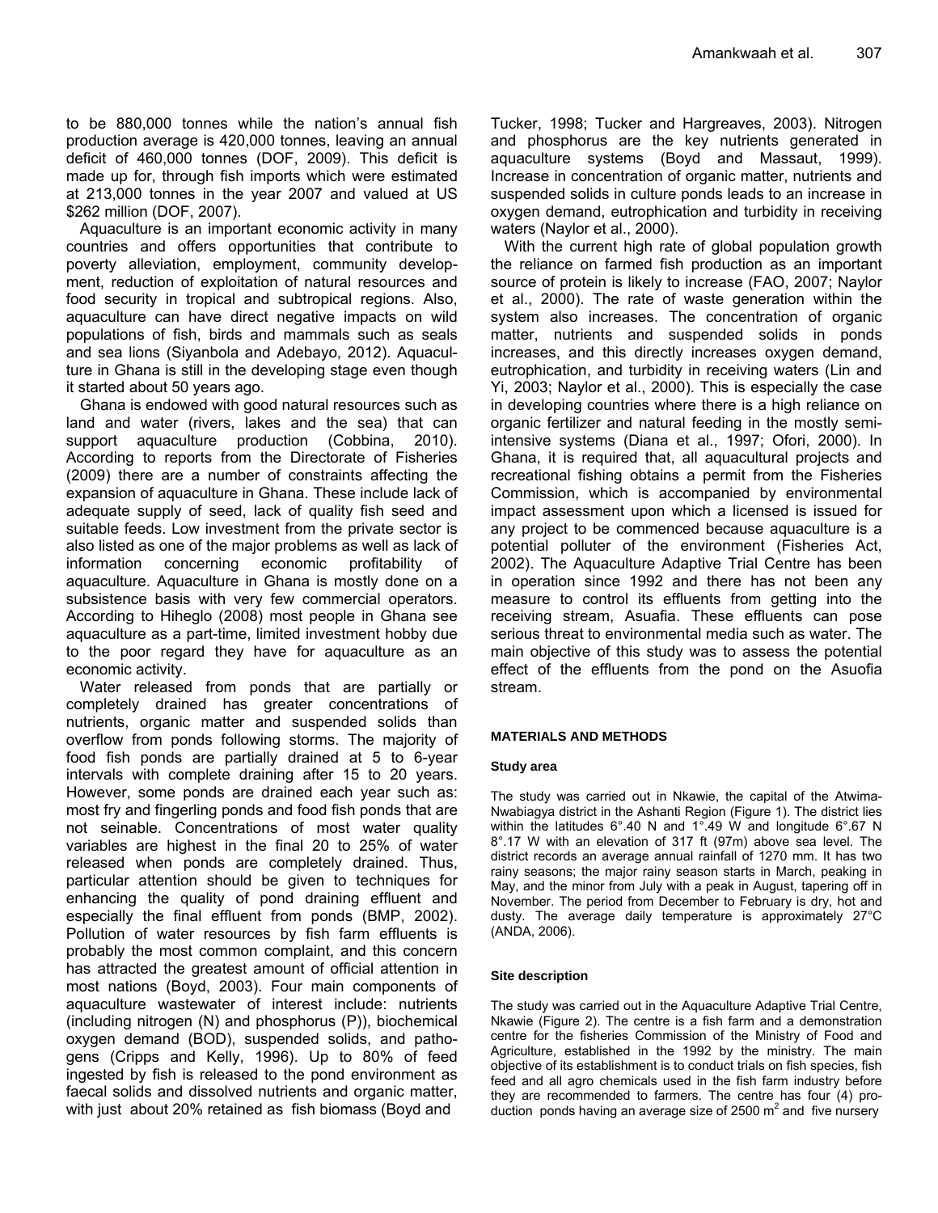to be 880,000 tonnes while the nation's annual fish production average is 420,000 tonnes, leaving an annual deficit of 460,000 tonnes (DOF, 2009). This deficit is made up for, through fish imports which were estimated at 213,000 tonnes in the year 2007 and valued at US $262 million (DOF, 2007).

Aquaculture is an important economic activity in many countries and offers opportunities that contribute to poverty alleviation, employment, community development, reduction of exploitation of natural resources and food security in tropical and subtropical regions. Also, aquaculture can have direct negative impacts on wild populations of fish, birds and mammals such as seals and sea lions (Siyanbola and Adebayo, 2012). Aquaculture in Ghana is still in the developing stage even though it started about 50 years ago.

Ghana is endowed with good natural resources such as land and water (rivers, lakes and the sea) that can support aquaculture production (Cobbina, 2010). According to reports from the Directorate of Fisheries (2009) there are a number of constraints affecting the expansion of aquaculture in Ghana. These include lack of adequate supply of seed, lack of quality fish seed and suitable feeds. Low investment from the private sector is also listed as one of the major problems as well as lack of information concerning economic profitability of aquaculture. Aquaculture in Ghana is mostly done on a subsistence basis with very few commercial operators. According to Hiheglo (2008) most people in Ghana see aquaculture as a part-time, limited investment hobby due to the poor regard they have for aquaculture as an economic activity.

Water released from ponds that are partially or completely drained has greater concentrations of nutrients, organic matter and suspended solids than overflow from ponds following storms. The majority of food fish ponds are partially drained at 5 to 6-year intervals with complete draining after 15 to 20 years. However, some ponds are drained each year such as: most fry and fingerling ponds and food fish ponds that are not seinable. Concentrations of most water quality variables are highest in the final 20 to 25% of water released when ponds are completely drained. Thus, particular attention should be given to techniques for enhancing the quality of pond draining effluent and especially the final effluent from ponds (BMP, 2002). Pollution of water resources by fish farm effluents is probably the most common complaint, and this concern has attracted the greatest amount of official attention in most nations (Boyd, 2003). Four main components of aquaculture wastewater of interest include: nutrients (including nitrogen (N) and phosphorus (P)), biochemical oxygen demand (BOD), suspended solids, and pathogens (Cripps and Kelly, 1996). Up to 80% of feed ingested by fish is released to the pond environment as faecal solids and dissolved nutrients and organic matter, with just about 20% retained as fish biomass (Boyd and Tucker, 1998; Tucker and Hargreaves, 2003). Nitrogen and phosphorus are the key nutrients generated in aquaculture systems (Boyd and Massaut, 1999). Increase in concentration of organic matter, nutrients and suspended solids in culture ponds leads to an increase in oxygen demand, eutrophication and turbidity in receiving waters (Naylor et al., 2000).

With the current high rate of global population growth the reliance on farmed fish production as an important source of protein is likely to increase (FAO, 2007; Naylor et al., 2000). The rate of waste generation within the system also increases. The concentration of organic matter, nutrients and suspended solids in ponds increases, and this directly increases oxygen demand, eutrophication, and turbidity in receiving waters (Lin and Yi, 2003; Naylor et al., 2000). This is especially the case in developing countries where there is a high reliance on organic fertilizer and natural feeding in the mostly semi-intensive systems (Diana et al., 1997; Ofori, 2000). In Ghana, it is required that, all aquacultural projects and recreational fishing obtains a permit from the Fisheries Commission, which is accompanied by environmental impact assessment upon which a licensed is issued for any project to be commenced because aquaculture is a potential polluter of the environment (Fisheries Act, 2002). The Aquaculture Adaptive Trial Centre has been in operation since 1992 and there has not been any measure to control its effluents from getting into the receiving stream, Asuafia. These effluents can pose serious threat to environmental media such as water. The main objective of this study was to assess the potential effect of the effluents from the pond on the Asuofia stream.

## MATERIALS AND METHODS

### Study area

The study was carried out in Nkawie, the capital of the Atwima-Nwabiagya district in the Ashanti Region (Figure 1). The district lies within the latitudes 6°.40 N and 1°.49 W and longitude 6°.67 N 8°.17 W with an elevation of 317 ft (97m) above sea level. The district records an average annual rainfall of 1270 mm. It has two rainy seasons; the major rainy season starts in March, peaking in May, and the minor from July with a peak in August, tapering off in November. The period from December to February is dry, hot and dusty. The average daily temperature is approximately 27°C (ANDA, 2006).

### Site description

The study was carried out in the Aquaculture Adaptive Trial Centre, Nkawie (Figure 2). The centre is a fish farm and a demonstration centre for the fisheries Commission of the Ministry of Food and Agriculture, established in the 1992 by the ministry. The main objective of its establishment is to conduct trials on fish species, fish feed and all agro chemicals used in the fish farm industry before they are recommended to farmers. The centre has four (4) production ponds having an average size of 2500 m$^2$ and five nursery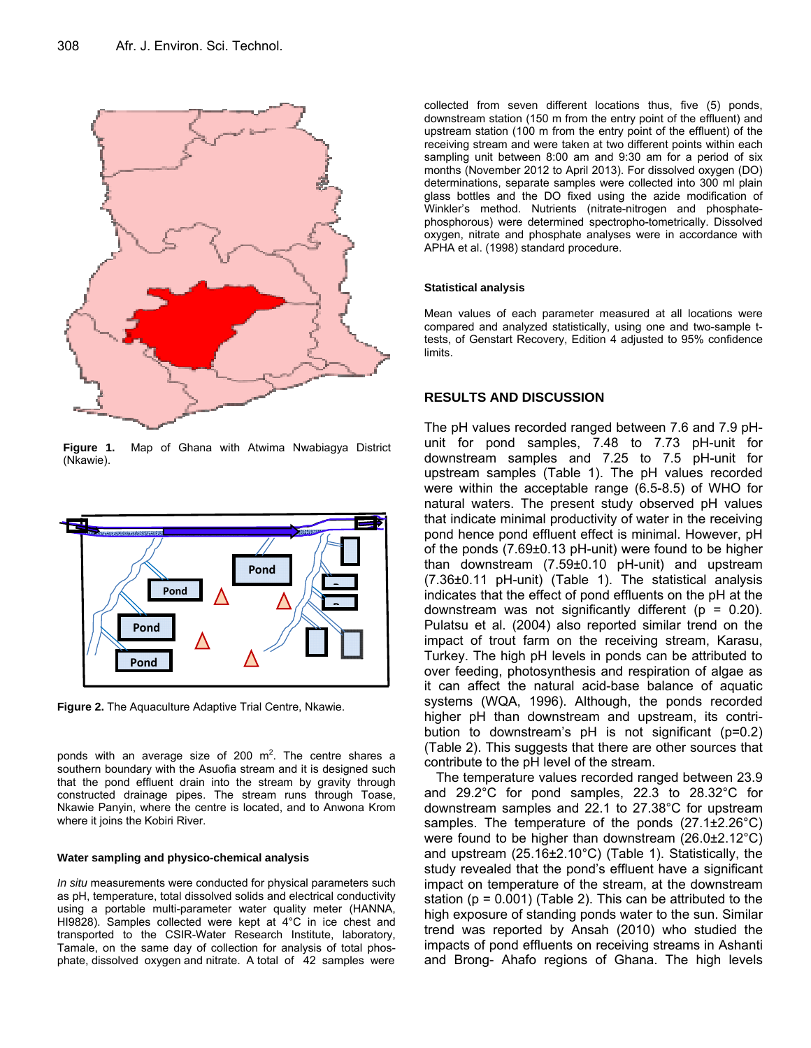Figure 1. Map of Ghana with Atwima Nwabiagya District (Nkawie).

Figure 2. The Aquaculture Adaptive Trial Centre, Nkawie.

ponds with an average size of 200 m$^2$. The centre shares a southern boundary with the Asuofia stream and it is designed such that the pond effluent drain into the stream by gravity through constructed drainage pipes. The stream runs through Toase, Nkawie Panyin, where the centre is located, and to Anwona Krom where it joins the Kobiri River.

### Water sampling and physico-chemical analysis

*In situ* measurements were conducted for physical parameters such as pH, temperature, total dissolved solids and electrical conductivity using a portable multi-parameter water quality meter (HANNA, HI9828). Samples collected were kept at 4°C in ice chest and transported to the CSIR-Water Research Institute, laboratory, Tamale, on the same day of collection for analysis of total phosphate, dissolved oxygen and nitrate. A total of 42 samples were collected from seven different locations thus, five (5) ponds, downstream station (150 m from the entry point of the effluent) and upstream station (100 m from the entry point of the effluent) of the receiving stream and were taken at two different points within each sampling unit between 8:00 am and 9:30 am for a period of six months (November 2012 to April 2013). For dissolved oxygen (DO) determinations, separate samples were collected into 300 ml plain glass bottles and the DO fixed using the azide modification of Winkler's method. Nutrients (nitrate-nitrogen and phosphate-phosphorous) were determined spectropho-tometrically. Dissolved oxygen, nitrate and phosphate analyses were in accordance with APHA et al. (1998) standard procedure.

### Statistical analysis

Mean values of each parameter measured at all locations were compared and analyzed statistically, using one and two-sample t-tests, of Genstart Recovery, Edition 4 adjusted to 95% confidence limits.

## RESULTS AND DISCUSSION

The pH values recorded ranged between 7.6 and 7.9 pH-unit for pond samples, 7.48 to 7.73 pH-unit for downstream samples and 7.25 to 7.5 pH-unit for upstream samples (Table 1). The pH values recorded were within the acceptable range (6.5-8.5) of WHO for natural waters. The present study observed pH values that indicate minimal productivity of water in the receiving pond hence pond effluent effect is minimal. However, pH of the ponds (7.69±0.13 pH-unit) were found to be higher than downstream (7.59±0.10 pH-unit) and upstream (7.36±0.11 pH-unit) (Table 1). The statistical analysis indicates that the effect of pond effluents on the pH at the downstream was not significantly different ($p = 0.20$). Pulatsu et al. (2004) also reported similar trend on the impact of trout farm on the receiving stream, Karasu, Turkey. The high pH levels in ponds can be attributed to over feeding, photosynthesis and respiration of algae as it can affect the natural acid-base balance of aquatic systems (WQA, 1996). Although, the ponds recorded higher pH than downstream and upstream, its contribution to downstream's pH is not significant ($p=0.2$) (Table 2). This suggests that there are other sources that contribute to the pH level of the stream.

The temperature values recorded ranged between 23.9 and 29.2°C for pond samples, 22.3 to 28.32°C for downstream samples and 22.1 to 27.38°C for upstream samples. The temperature of the ponds (27.1±2.26°C) were found to be higher than downstream (26.0±2.12°C) and upstream (25.16±2.10°C) (Table 1). Statistically, the study revealed that the pond's effluent have a significant impact on temperature of the stream, at the downstream station ($p = 0.001$) (Table 2). This can be attributed to the high exposure of standing ponds water to the sun. Similar trend was reported by Ansah (2010) who studied the impacts of pond effluents on receiving streams in Ashanti and Brong- Ahafo regions of Ghana. The high levels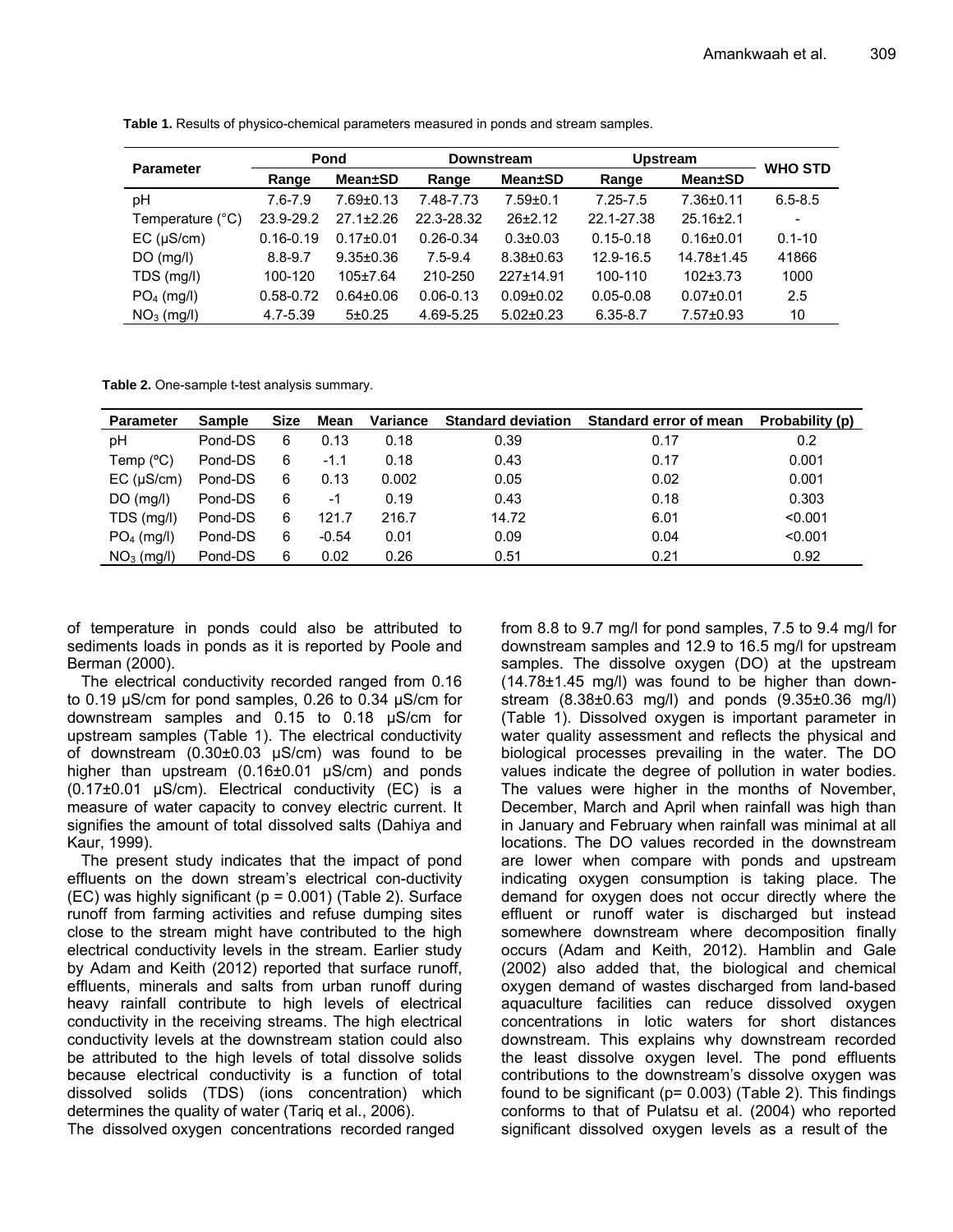**Table 1.** Results of physico-chemical parameters measured in ponds and stream samples.

| Parameter | Pond | | Downstream | | Upstream | | WHO STD |
|---|---|---|---|---|---|---|---|
| | Range | Mean±SD | Range | Mean±SD | Range | Mean±SD | |
| pH | 7.6-7.9 | 7.69±0.13 | 7.48-7.73 | 7.59±0.1 | 7.25-7.5 | 7.36±0.11 | 6.5-8.5 |
| Temperature (°C) | 23.9-29.2 | 27.1±2.26 | 22.3-28.32 | 26±2.12 | 22.1-27.38 | 25.16±2.1 | - |
| EC (µS/cm) | 0.16-0.19 | 0.17±0.01 | 0.26-0.34 | 0.3±0.03 | 0.15-0.18 | 0.16±0.01 | 0.1-10 |
| DO (mg/l) | 8.8-9.7 | 9.35±0.36 | 7.5-9.4 | 8.38±0.63 | 12.9-16.5 | 14.78±1.45 | 41866 |
| TDS (mg/l) | 100-120 | 105±7.64 | 210-250 | 227±14.91 | 100-110 | 102±3.73 | 1000 |
| $PO_4$ (mg/l) | 0.58-0.72 | 0.64±0.06 | 0.06-0.13 | 0.09±0.02 | 0.05-0.08 | 0.07±0.01 | 2.5 |
| $NO_3$ (mg/l) | 4.7-5.39 | 5±0.25 | 4.69-5.25 | 5.02±0.23 | 6.35-8.7 | 7.57±0.93 | 10 |

**Table 2.** One-sample t-test analysis summary.

| Parameter | Sample | Size | Mean | Variance | Standard deviation | Standard error of mean | Probability (p) |
|---|---|---|---|---|---|---|---|
| pH | Pond-DS | 6 | 0.13 | 0.18 | 0.39 | 0.17 | 0.2 |
| Temp (ºC) | Pond-DS | 6 | -1.1 | 0.18 | 0.43 | 0.17 | 0.001 |
| EC (µS/cm) | Pond-DS | 6 | 0.13 | 0.002 | 0.05 | 0.02 | 0.001 |
| DO (mg/l) | Pond-DS | 6 | -1 | 0.19 | 0.43 | 0.18 | 0.303 |
| TDS (mg/l) | Pond-DS | 6 | 121.7 | 216.7 | 14.72 | 6.01 | <0.001 |
| $PO_4$ (mg/l) | Pond-DS | 6 | -0.54 | 0.01 | 0.09 | 0.04 | <0.001 |
| $NO_3$ (mg/l) | Pond-DS | 6 | 0.02 | 0.26 | 0.51 | 0.21 | 0.92 |

of temperature in ponds could also be attributed to sediments loads in ponds as it is reported by Poole and Berman (2000).

The electrical conductivity recorded ranged from 0.16 to 0.19 µS/cm for pond samples, 0.26 to 0.34 µS/cm for downstream samples and 0.15 to 0.18 µS/cm for upstream samples (Table 1). The electrical conductivity of downstream (0.30±0.03 µS/cm) was found to be higher than upstream (0.16±0.01 µS/cm) and ponds (0.17±0.01 µS/cm). Electrical conductivity (EC) is a measure of water capacity to convey electric current. It signifies the amount of total dissolved salts (Dahiya and Kaur, 1999).

The present study indicates that the impact of pond effluents on the down stream's electrical con-ductivity (EC) was highly significant ($p = 0.001$) (Table 2). Surface runoff from farming activities and refuse dumping sites close to the stream might have contributed to the high electrical conductivity levels in the stream. Earlier study by Adam and Keith (2012) reported that surface runoff, effluents, minerals and salts from urban runoff during heavy rainfall contribute to high levels of electrical conductivity in the receiving streams. The high electrical conductivity levels at the downstream station could also be attributed to the high levels of total dissolve solids because electrical conductivity is a function of total dissolved solids (TDS) (ions concentration) which determines the quality of water (Tariq et al., 2006).

The dissolved oxygen concentrations recorded ranged from 8.8 to 9.7 mg/l for pond samples, 7.5 to 9.4 mg/l for downstream samples and 12.9 to 16.5 mg/l for upstream samples. The dissolve oxygen (DO) at the upstream (14.78±1.45 mg/l) was found to be higher than down-stream (8.38±0.63 mg/l) and ponds (9.35±0.36 mg/l) (Table 1). Dissolved oxygen is important parameter in water quality assessment and reflects the physical and biological processes prevailing in the water. The DO values indicate the degree of pollution in water bodies. The values were higher in the months of November, December, March and April when rainfall was high than in January and February when rainfall was minimal at all locations. The DO values recorded in the downstream are lower when compare with ponds and upstream indicating oxygen consumption is taking place. The demand for oxygen does not occur directly where the effluent or runoff water is discharged but instead somewhere downstream where decomposition finally occurs (Adam and Keith, 2012). Hamblin and Gale (2002) also added that, the biological and chemical oxygen demand of wastes discharged from land-based aquaculture facilities can reduce dissolved oxygen concentrations in lotic waters for short distances downstream. This explains why downstream recorded the least dissolve oxygen level. The pond effluents contributions to the downstream's dissolve oxygen was found to be significant ($p = 0.003$) (Table 2). This findings conforms to that of Pulatsu et al. (2004) who reported significant dissolved oxygen levels as a result of the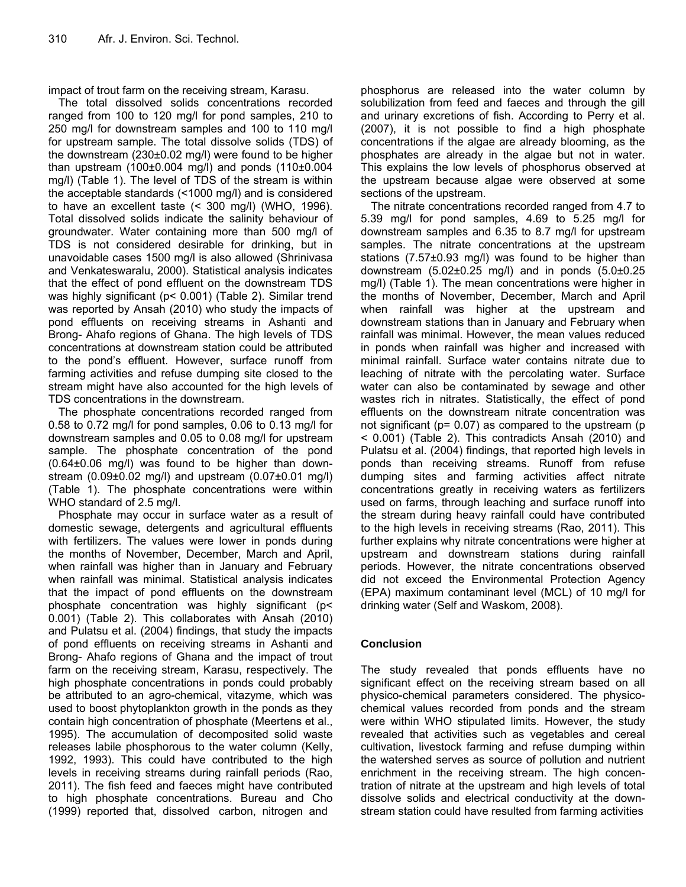impact of trout farm on the receiving stream, Karasu.

The total dissolved solids concentrations recorded ranged from 100 to 120 mg/l for pond samples, 210 to 250 mg/l for downstream samples and 100 to 110 mg/l for upstream sample. The total dissolve solids (TDS) of the downstream (230±0.02 mg/l) were found to be higher than upstream (100±0.004 mg/l) and ponds (110±0.004 mg/l) (Table 1). The level of TDS of the stream is within the acceptable standards (<1000 mg/l) and is considered to have an excellent taste (< 300 mg/l) (WHO, 1996). Total dissolved solids indicate the salinity behaviour of groundwater. Water containing more than 500 mg/l of TDS is not considered desirable for drinking, but in unavoidable cases 1500 mg/l is also allowed (Shrinivasa and Venkateswaralu, 2000). Statistical analysis indicates that the effect of pond effluent on the downstream TDS was highly significant ($p < 0.001$) (Table 2). Similar trend was reported by Ansah (2010) who study the impacts of pond effluents on receiving streams in Ashanti and Brong- Ahafo regions of Ghana. The high levels of TDS concentrations at downstream station could be attributed to the pond's effluent. However, surface runoff from farming activities and refuse dumping site closed to the stream might have also accounted for the high levels of TDS concentrations in the downstream.

The phosphate concentrations recorded ranged from 0.58 to 0.72 mg/l for pond samples, 0.06 to 0.13 mg/l for downstream samples and 0.05 to 0.08 mg/l for upstream sample. The phosphate concentration of the pond (0.64±0.06 mg/l) was found to be higher than downstream (0.09±0.02 mg/l) and upstream (0.07±0.01 mg/l) (Table 1). The phosphate concentrations were within WHO standard of 2.5 mg/l.

Phosphate may occur in surface water as a result of domestic sewage, detergents and agricultural effluents with fertilizers. The values were lower in ponds during the months of November, December, March and April, when rainfall was higher than in January and February when rainfall was minimal. Statistical analysis indicates that the impact of pond effluents on the downstream phosphate concentration was highly significant ($p < 0.001$) (Table 2). This collaborates with Ansah (2010) and Pulatsu et al. (2004) findings, that study the impacts of pond effluents on receiving streams in Ashanti and Brong- Ahafo regions of Ghana and the impact of trout farm on the receiving stream, Karasu, respectively. The high phosphate concentrations in ponds could probably be attributed to an agro-chemical, vitazyme, which was used to boost phytoplankton growth in the ponds as they contain high concentration of phosphate (Meertens et al., 1995). The accumulation of decomposited solid waste releases labile phosphorous to the water column (Kelly, 1992, 1993). This could have contributed to the high levels in receiving streams during rainfall periods (Rao, 2011). The fish feed and faeces might have contributed to high phosphate concentrations. Bureau and Cho (1999) reported that, dissolved carbon, nitrogen and phosphorus are released into the water column by solubilization from feed and faeces and through the gill and urinary excretions of fish. According to Perry et al. (2007), it is not possible to find a high phosphate concentrations if the algae are already blooming, as the phosphates are already in the algae but not in water. This explains the low levels of phosphorus observed at the upstream because algae were observed at some sections of the upstream.

The nitrate concentrations recorded ranged from 4.7 to 5.39 mg/l for pond samples, 4.69 to 5.25 mg/l for downstream samples and 6.35 to 8.7 mg/l for upstream samples. The nitrate concentrations at the upstream stations (7.57±0.93 mg/l) was found to be higher than downstream (5.02±0.25 mg/l) and in ponds (5.0±0.25 mg/l) (Table 1). The mean concentrations were higher in the months of November, December, March and April when rainfall was higher at the upstream and downstream stations than in January and February when rainfall was minimal. However, the mean values reduced in ponds when rainfall was higher and increased with minimal rainfall. Surface water contains nitrate due to leaching of nitrate with the percolating water. Surface water can also be contaminated by sewage and other wastes rich in nitrates. Statistically, the effect of pond effluents on the downstream nitrate concentration was not significant ($p = 0.07$) as compared to the upstream ($p < 0.001$) (Table 2). This contradicts Ansah (2010) and Pulatsu et al. (2004) findings, that reported high levels in ponds than receiving streams. Runoff from refuse dumping sites and farming activities affect nitrate concentrations greatly in receiving waters as fertilizers used on farms, through leaching and surface runoff into the stream during heavy rainfall could have contributed to the high levels in receiving streams (Rao, 2011). This further explains why nitrate concentrations were higher at upstream and downstream stations during rainfall periods. However, the nitrate concentrations observed did not exceed the Environmental Protection Agency (EPA) maximum contaminant level (MCL) of 10 mg/l for drinking water (Self and Waskom, 2008).

## Conclusion

The study revealed that ponds effluents have no significant effect on the receiving stream based on all physico-chemical parameters considered. The physico-chemical values recorded from ponds and the stream were within WHO stipulated limits. However, the study revealed that activities such as vegetables and cereal cultivation, livestock farming and refuse dumping within the watershed serves as source of pollution and nutrient enrichment in the receiving stream. The high concentration of nitrate at the upstream and high levels of total dissolve solids and electrical conductivity at the downstream station could have resulted from farming activities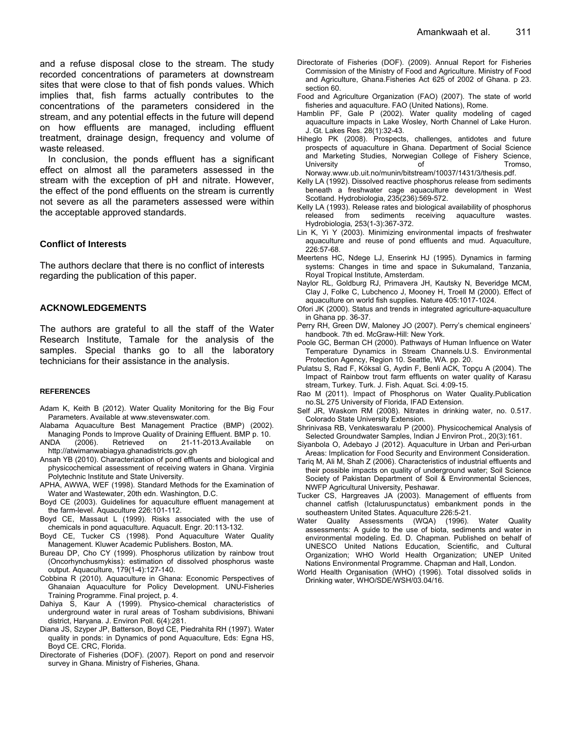and a refuse disposal close to the stream. The study recorded concentrations of parameters at downstream sites that were close to that of fish ponds values. Which implies that, fish farms actually contributes to the concentrations of the parameters considered in the stream, and any potential effects in the future will depend on how effluents are managed, including effluent treatment, drainage design, frequency and volume of waste released.

In conclusion, the ponds effluent has a significant effect on almost all the parameters assessed in the stream with the exception of pH and nitrate. However, the effect of the pond effluents on the stream is currently not severe as all the parameters assessed were within the acceptable approved standards.

## Conflict of Interests

The authors declare that there is no conflict of interests regarding the publication of this paper.

## ACKNOWLEDGEMENTS

The authors are grateful to all the staff of the Water Research Institute, Tamale for the analysis of the samples. Special thanks go to all the laboratory technicians for their assistance in the analysis.

## REFERENCES

Adam K, Keith B (2012). Water Quality Monitoring for the Big Four Parameters. Available at www.stevenswater.com.

Alabama Aquaculture Best Management Practice (BMP) (2002). Managing Ponds to Improve Quality of Draining Effluent. BMP p. 10.

ANDA (2006). Retrieved on 21-11-2013.Available on http://atwimanwabiagya.ghanadistricts.gov.gh

Ansah YB (2010). Characterization of pond effluents and biological and physicochemical assessment of receiving waters in Ghana. Virginia Polytechnic Institute and State University.

APHA, AWWA, WEF (1998). Standard Methods for the Examination of Water and Wastewater, 20th edn. Washington, D.C.

Boyd CE (2003). Guidelines for aquaculture effluent management at the farm-level. Aquaculture 226:101-112.

Boyd CE, Massaut L (1999). Risks associated with the use of chemicals in pond aquaculture. Aquacult. Engr. 20:113-132.

Boyd CE, Tucker CS (1998). Pond Aquaculture Water Quality Management. Kluwer Academic Publishers. Boston, MA.

Bureau DP, Cho CY (1999). Phosphorus utilization by rainbow trout (Oncorhynchusmykiss): estimation of dissolved phosphorus waste output. Aquaculture, 179(1-4):127-140.

Cobbina R (2010). Aquaculture in Ghana: Economic Perspectives of Ghanaian Aquaculture for Policy Development. UNU-Fisheries Training Programme. Final project, p. 4.

Dahiya S, Kaur A (1999). Physico-chemical characteristics of underground water in rural areas of Tosham subdivisions, Bhiwani district, Haryana. J. Environ Poll. 6(4):281.

Diana JS, Szyper JP, Batterson, Boyd CE, Piedrahita RH (1997). Water quality in ponds: in Dynamics of pond Aquaculture, Eds: Egna HS, Boyd CE. CRC, Florida.

Directorate of Fisheries (DOF). (2007). Report on pond and reservoir survey in Ghana. Ministry of Fisheries, Ghana.

Directorate of Fisheries (DOF). (2009). Annual Report for Fisheries Commission of the Ministry of Food and Agriculture. Ministry of Food and Agriculture, Ghana.Fisheries Act 625 of 2002 of Ghana. p 23. section 60.

Food and Agriculture Organization (FAO) (2007). The state of world fisheries and aquaculture. FAO (United Nations), Rome.

Hamblin PF, Gale P (2002). Water quality modeling of caged aquaculture impacts in Lake Wosley, North Channel of Lake Huron. J. Gt. Lakes Res. 28(1):32-43.

Hiheglo PK (2008). Prospects, challenges, antidotes and future prospects of aquaculture in Ghana. Department of Social Science and Marketing Studies, Norwegian College of Fishery Science, University of Tromso, Norway.www.ub.uit.no/munin/bitstream/10037/1431/3/thesis.pdf.

Kelly LA (1992). Dissolved reactive phosphorus release from sediments beneath a freshwater cage aquaculture development in West Scotland. Hydrobiologia, 235(236):569-572.

Kelly LA (1993). Release rates and biological availability of phosphorus released from sediments receiving aquaculture wastes. Hydrobiologia, 253(1-3):367-372.

Lin K, Yi Y (2003). Minimizing environmental impacts of freshwater aquaculture and reuse of pond effluents and mud. Aquaculture, 226:57-68.

Meertens HC, Ndege LJ, Enserink HJ (1995). Dynamics in farming systems: Changes in time and space in Sukumaland, Tanzania, Royal Tropical Institute, Amsterdam.

Naylor RL, Goldburg RJ, Primavera JH, Kautsky N, Beveridge MCM, Clay J, Folke C, Lubchenco J, Mooney H, Troell M (2000). Effect of aquaculture on world fish supplies. Nature 405:1017-1024.

Ofori JK (2000). Status and trends in integrated agriculture-aquaculture in Ghana pp. 36-37.

Perry RH, Green DW, Maloney JO (2007). Perry's chemical engineers' handbook. 7th ed. McGraw-Hill: New York.

Poole GC, Berman CH (2000). Pathways of Human Influence on Water Temperature Dynamics in Stream Channels.U.S. Environmental Protection Agency, Region 10. Seattle, WA. pp. 20.

Pulatsu S, Rad F, Köksal G, Aydin F, Benli ACK, Topçu A (2004). The Impact of Rainbow trout farm effluents on water quality of Karasu stream, Turkey. Turk. J. Fish. Aquat. Sci. 4:09-15.

Rao M (2011). Impact of Phosphorus on Water Quality.Publication no.SL 275 University of Florida, IFAD Extension.

Self JR, Waskom RM (2008). Nitrates in drinking water, no. 0.517. Colorado State University Extension.

Shrinivasa RB, Venkateswaralu P (2000). Physicochemical Analysis of Selected Groundwater Samples, Indian J Environ Prot., 20(3):161.

Siyanbola O, Adebayo J (2012). Aquaculture in Urban and Peri-urban Areas: Implication for Food Security and Environment Consideration.

Tariq M, Ali M, Shah Z (2006). Characteristics of industrial effluents and their possible impacts on quality of underground water; Soil Science Society of Pakistan Department of Soil & Environmental Sciences, NWFP Agricultural University, Peshawar.

Tucker CS, Hargreaves JA (2003). Management of effluents from channel catfish (Ictaluruspunctatus) embankment ponds in the southeastern United States. Aquaculture 226:5-21.

Water Quality Assessments (WQA) (1996). Water Quality assessments: A guide to the use of biota, sediments and water in environmental modeling. Ed. D. Chapman. Published on behalf of UNESCO United Nations Education, Scientific, and Cultural Organization; WHO World Health Organization; UNEP United Nations Environmental Programme. Chapman and Hall, London.

World Health Organisation (WHO) (1996). Total dissolved solids in Drinking water, WHO/SDE/WSH/03.04/16.